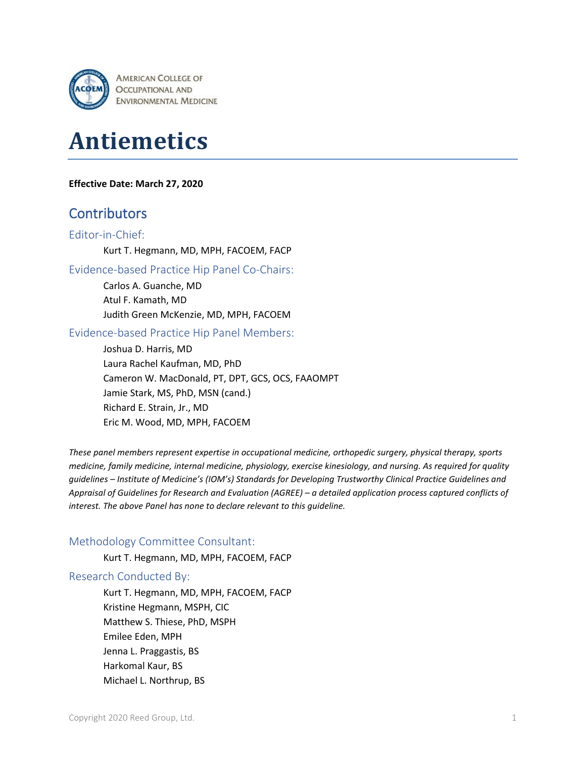AMERICAN COLLEGE OF OCCUPATIONAL AND ENVIRONMENTAL MEDICINE

# Antiemetics

**Effective Date: March 27, 2020**

## Contributors

### Editor-in-Chief:

Kurt T. Hegmann, MD, MPH, FACOEM, FACP

### Evidence-based Practice Hip Panel Co-Chairs:

Carlos A. Guanche, MD
Atul F. Kamath, MD
Judith Green McKenzie, MD, MPH, FACOEM

### Evidence-based Practice Hip Panel Members:

Joshua D. Harris, MD
Laura Rachel Kaufman, MD, PhD
Cameron W. MacDonald, PT, DPT, GCS, OCS, FAAOMPT
Jamie Stark, MS, PhD, MSN (cand.)
Richard E. Strain, Jr., MD
Eric M. Wood, MD, MPH, FACOEM

*These panel members represent expertise in occupational medicine, orthopedic surgery, physical therapy, sports medicine, family medicine, internal medicine, physiology, exercise kinesiology, and nursing. As required for quality guidelines – Institute of Medicine's (IOM's) Standards for Developing Trustworthy Clinical Practice Guidelines and Appraisal of Guidelines for Research and Evaluation (AGREE) – a detailed application process captured conflicts of interest. The above Panel has none to declare relevant to this guideline.*

### Methodology Committee Consultant:

Kurt T. Hegmann, MD, MPH, FACOEM, FACP

### Research Conducted By:

Kurt T. Hegmann, MD, MPH, FACOEM, FACP
Kristine Hegmann, MSPH, CIC
Matthew S. Thiese, PhD, MSPH
Emilee Eden, MPH
Jenna L. Praggastis, BS
Harkomal Kaur, BS
Michael L. Northrup, BS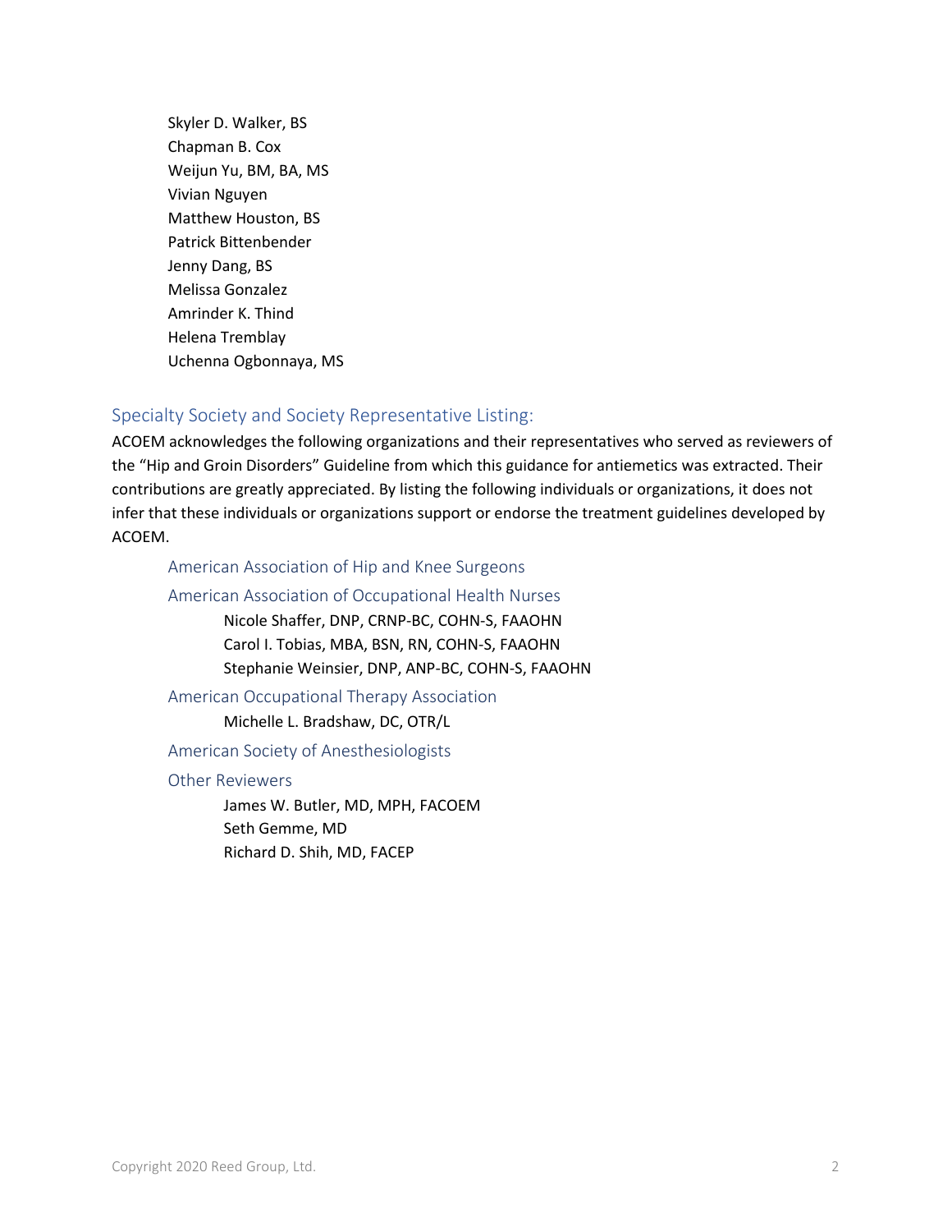Skyler D. Walker, BS
Chapman B. Cox
Weijun Yu, BM, BA, MS
Vivian Nguyen
Matthew Houston, BS
Patrick Bittenbender
Jenny Dang, BS
Melissa Gonzalez
Amrinder K. Thind
Helena Tremblay
Uchenna Ogbonnaya, MS

## Specialty Society and Society Representative Listing:

ACOEM acknowledges the following organizations and their representatives who served as reviewers of the "Hip and Groin Disorders" Guideline from which this guidance for antiemetics was extracted. Their contributions are greatly appreciated. By listing the following individuals or organizations, it does not infer that these individuals or organizations support or endorse the treatment guidelines developed by ACOEM.

### American Association of Hip and Knee Surgeons

### American Association of Occupational Health Nurses

Nicole Shaffer, DNP, CRNP-BC, COHN-S, FAAOHN
Carol I. Tobias, MBA, BSN, RN, COHN-S, FAAOHN
Stephanie Weinsier, DNP, ANP-BC, COHN-S, FAAOHN

### American Occupational Therapy Association

Michelle L. Bradshaw, DC, OTR/L

### American Society of Anesthesiologists

### Other Reviewers

James W. Butler, MD, MPH, FACOEM
Seth Gemme, MD
Richard D. Shih, MD, FACEP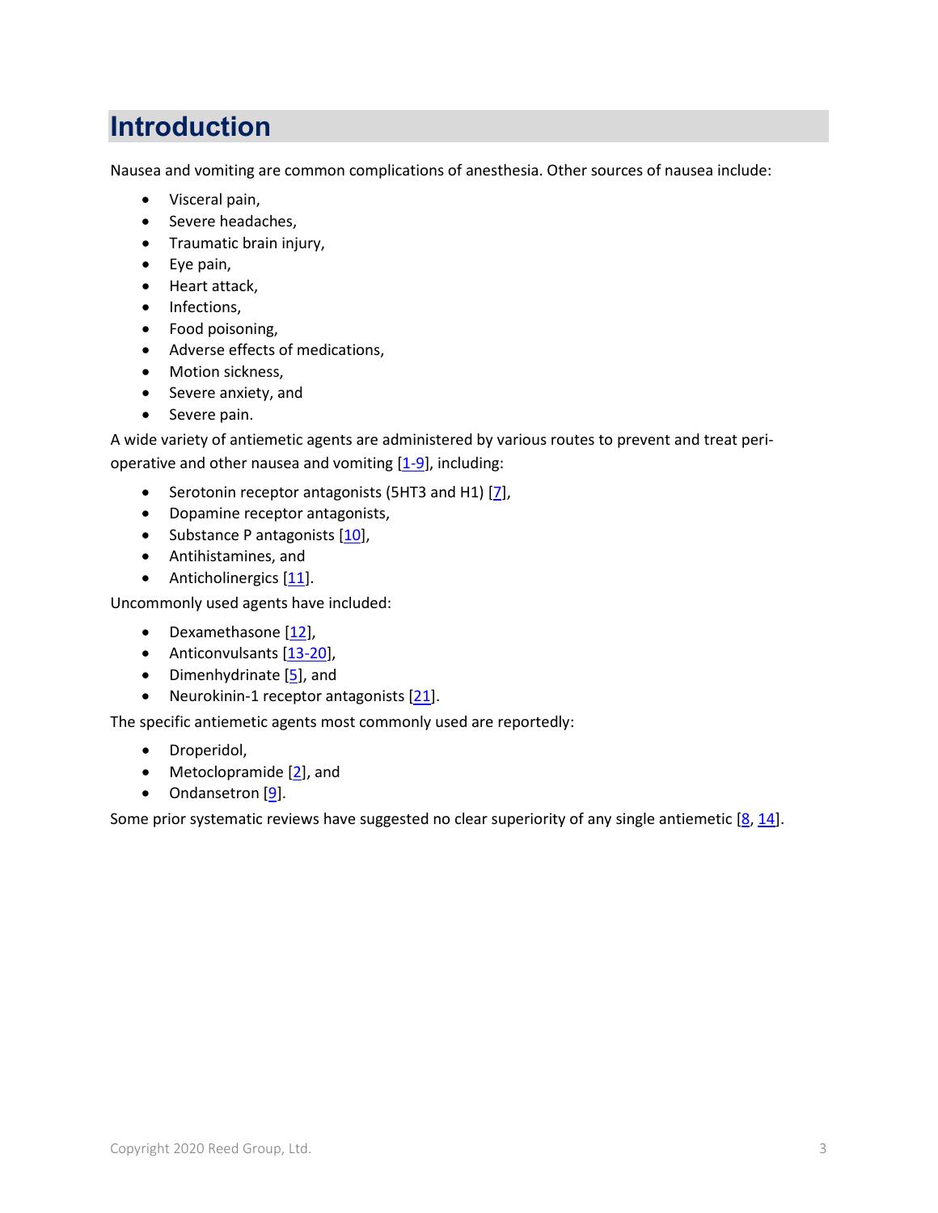# Introduction

Nausea and vomiting are common complications of anesthesia. Other sources of nausea include:

- Visceral pain,
- Severe headaches,
- Traumatic brain injury,
- Eye pain,
- Heart attack,
- Infections,
- Food poisoning,
- Adverse effects of medications,
- Motion sickness,
- Severe anxiety, and
- Severe pain.

A wide variety of antiemetic agents are administered by various routes to prevent and treat peri-operative and other nausea and vomiting [1-9], including:

- Serotonin receptor antagonists (5HT3 and H1) [7],
- Dopamine receptor antagonists,
- Substance P antagonists [10],
- Antihistamines, and
- Anticholinergics [11].

Uncommonly used agents have included:

- Dexamethasone [12],
- Anticonvulsants [13-20],
- Dimenhydrinate [5], and
- Neurokinin-1 receptor antagonists [21].

The specific antiemetic agents most commonly used are reportedly:

- Droperidol,
- Metoclopramide [2], and
- Ondansetron [9].

Some prior systematic reviews have suggested no clear superiority of any single antiemetic [8, 14].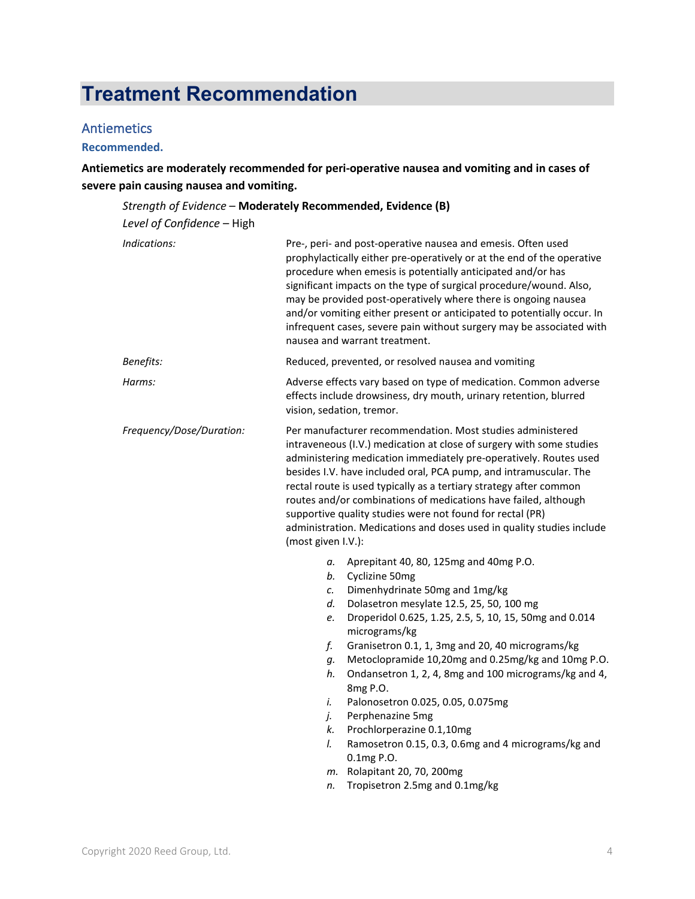# Treatment Recommendation

## Antiemetics

### Recommended.

**Antiemetics are moderately recommended for peri-operative nausea and vomiting and in cases of severe pain causing nausea and vomiting.**

*Strength of Evidence* – **Moderately Recommended, Evidence (B)**

*Level of Confidence* – High

*Indications:* Pre-, peri- and post-operative nausea and emesis. Often used prophylactically either pre-operatively or at the end of the operative procedure when emesis is potentially anticipated and/or has significant impacts on the type of surgical procedure/wound. Also, may be provided post-operatively where there is ongoing nausea and/or vomiting either present or anticipated to potentially occur. In infrequent cases, severe pain without surgery may be associated with nausea and warrant treatment.

*Benefits:* Reduced, prevented, or resolved nausea and vomiting

*Harms:* Adverse effects vary based on type of medication. Common adverse effects include drowsiness, dry mouth, urinary retention, blurred vision, sedation, tremor.

*Frequency/Dose/Duration:* Per manufacturer recommendation. Most studies administered intraveneous (I.V.) medication at close of surgery with some studies administering medication immediately pre-operatively. Routes used besides I.V. have included oral, PCA pump, and intramuscular. The rectal route is used typically as a tertiary strategy after common routes and/or combinations of medications have failed, although supportive quality studies were not found for rectal (PR) administration. Medications and doses used in quality studies include (most given I.V.):

a. Aprepitant 40, 80, 125mg and 40mg P.O.
b. Cyclizine 50mg
c. Dimenhydrinate 50mg and 1mg/kg
d. Dolasetron mesylate 12.5, 25, 50, 100 mg
e. Droperidol 0.625, 1.25, 2.5, 5, 10, 15, 50mg and 0.014 micrograms/kg
f. Granisetron 0.1, 1, 3mg and 20, 40 micrograms/kg
g. Metoclopramide 10,20mg and 0.25mg/kg and 10mg P.O.
h. Ondansetron 1, 2, 4, 8mg and 100 micrograms/kg and 4, 8mg P.O.
i. Palonosetron 0.025, 0.05, 0.075mg
j. Perphenazine 5mg
k. Prochlorperazine 0.1,10mg
l. Ramosetron 0.15, 0.3, 0.6mg and 4 micrograms/kg and 0.1mg P.O.
m. Rolapitant 20, 70, 200mg
n. Tropisetron 2.5mg and 0.1mg/kg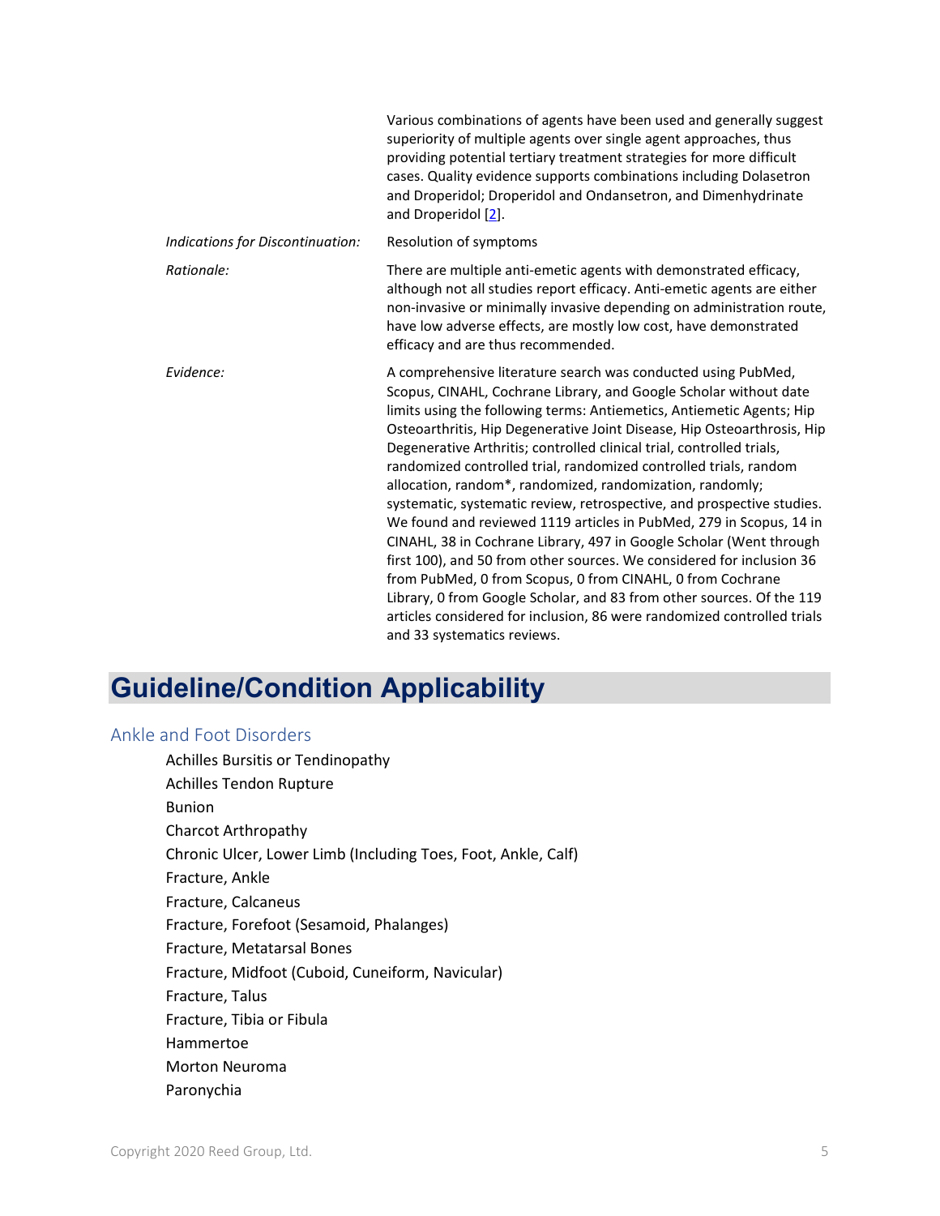| | |
|---|---|
| | Various combinations of agents have been used and generally suggest superiority of multiple agents over single agent approaches, thus providing potential tertiary treatment strategies for more difficult cases. Quality evidence supports combinations including Dolasetron and Droperidol; Droperidol and Ondansetron, and Dimenhydrinate and Droperidol [2]. |
| *Indications for Discontinuation:* | Resolution of symptoms |
| *Rationale:* | There are multiple anti-emetic agents with demonstrated efficacy, although not all studies report efficacy. Anti-emetic agents are either non-invasive or minimally invasive depending on administration route, have low adverse effects, are mostly low cost, have demonstrated efficacy and are thus recommended. |
| *Evidence:* | A comprehensive literature search was conducted using PubMed, Scopus, CINAHL, Cochrane Library, and Google Scholar without date limits using the following terms: Antiemetics, Antiemetic Agents; Hip Osteoarthritis, Hip Degenerative Joint Disease, Hip Osteoarthrosis, Hip Degenerative Arthritis; controlled clinical trial, controlled trials, randomized controlled trial, randomized controlled trials, random allocation, random*, randomized, randomization, randomly; systematic, systematic review, retrospective, and prospective studies. We found and reviewed 1119 articles in PubMed, 279 in Scopus, 14 in CINAHL, 38 in Cochrane Library, 497 in Google Scholar (Went through first 100), and 50 from other sources. We considered for inclusion 36 from PubMed, 0 from Scopus, 0 from CINAHL, 0 from Cochrane Library, 0 from Google Scholar, and 83 from other sources. Of the 119 articles considered for inclusion, 86 were randomized controlled trials and 33 systematics reviews. |

# Guideline/Condition Applicability

## Ankle and Foot Disorders

Achilles Bursitis or Tendinopathy
Achilles Tendon Rupture
Bunion
Charcot Arthropathy
Chronic Ulcer, Lower Limb (Including Toes, Foot, Ankle, Calf)
Fracture, Ankle
Fracture, Calcaneus
Fracture, Forefoot (Sesamoid, Phalanges)
Fracture, Metatarsal Bones
Fracture, Midfoot (Cuboid, Cuneiform, Navicular)
Fracture, Talus
Fracture, Tibia or Fibula
Hammertoe
Morton Neuroma
Paronychia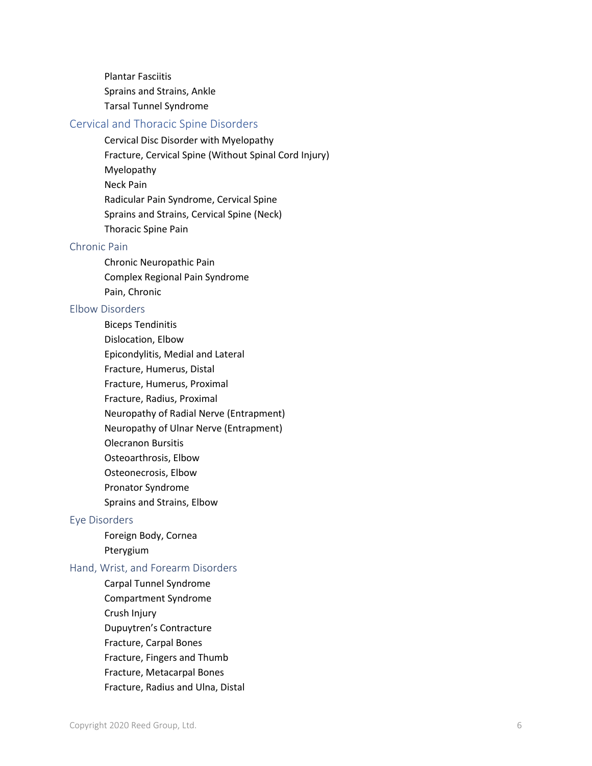- Plantar Fasciitis
- Sprains and Strains, Ankle
- Tarsal Tunnel Syndrome

## Cervical and Thoracic Spine Disorders

- Cervical Disc Disorder with Myelopathy
- Fracture, Cervical Spine (Without Spinal Cord Injury)
- Myelopathy
- Neck Pain
- Radicular Pain Syndrome, Cervical Spine
- Sprains and Strains, Cervical Spine (Neck)
- Thoracic Spine Pain

## Chronic Pain

- Chronic Neuropathic Pain
- Complex Regional Pain Syndrome
- Pain, Chronic

## Elbow Disorders

- Biceps Tendinitis
- Dislocation, Elbow
- Epicondylitis, Medial and Lateral
- Fracture, Humerus, Distal
- Fracture, Humerus, Proximal
- Fracture, Radius, Proximal
- Neuropathy of Radial Nerve (Entrapment)
- Neuropathy of Ulnar Nerve (Entrapment)
- Olecranon Bursitis
- Osteoarthrosis, Elbow
- Osteonecrosis, Elbow
- Pronator Syndrome
- Sprains and Strains, Elbow

## Eye Disorders

- Foreign Body, Cornea
- Pterygium

## Hand, Wrist, and Forearm Disorders

- Carpal Tunnel Syndrome
- Compartment Syndrome
- Crush Injury
- Dupuytren's Contracture
- Fracture, Carpal Bones
- Fracture, Fingers and Thumb
- Fracture, Metacarpal Bones
- Fracture, Radius and Ulna, Distal

Copyright 2020 Reed Group, Ltd.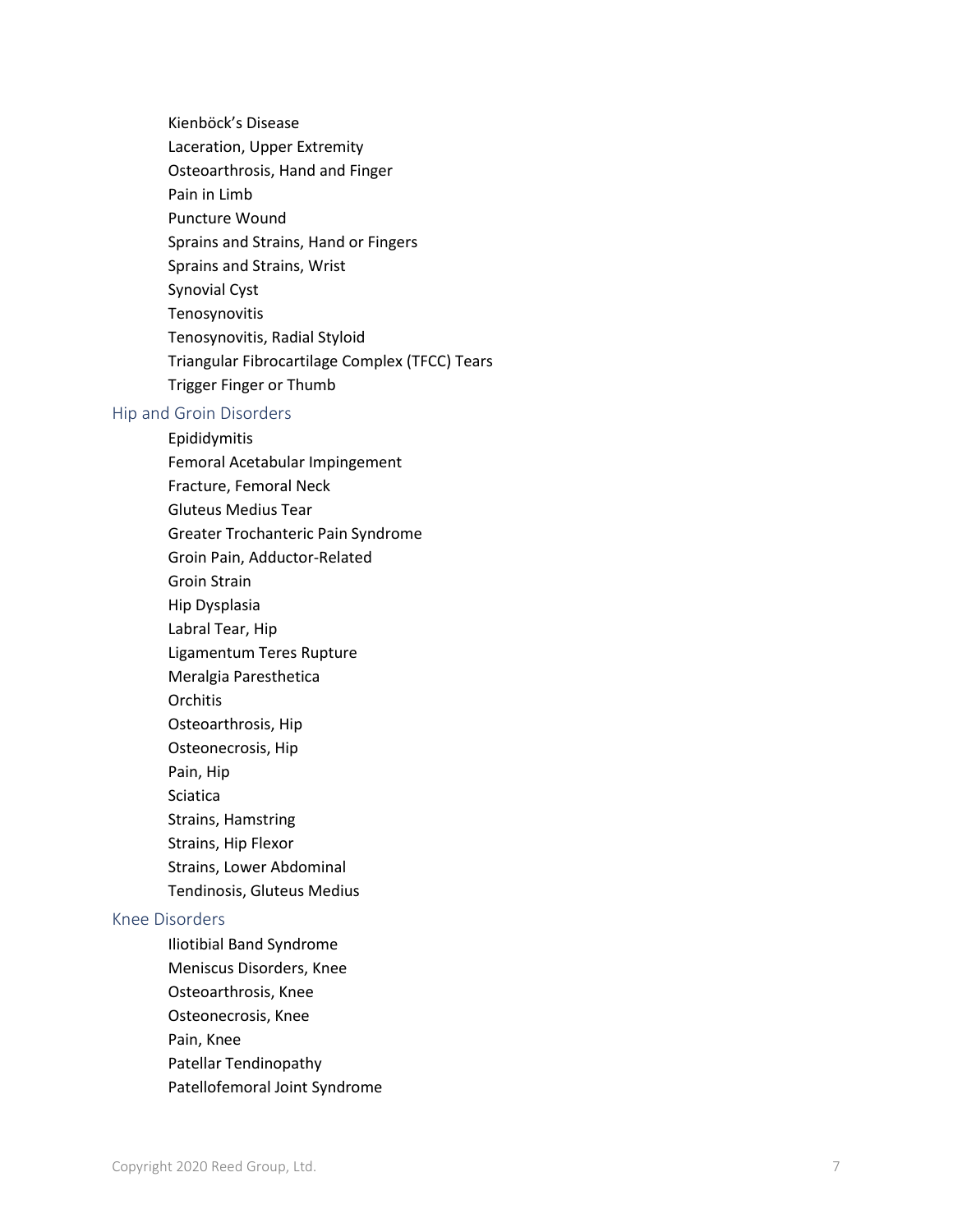- Kienböck's Disease
- Laceration, Upper Extremity
- Osteoarthrosis, Hand and Finger
- Pain in Limb
- Puncture Wound
- Sprains and Strains, Hand or Fingers
- Sprains and Strains, Wrist
- Synovial Cyst
- Tenosynovitis
- Tenosynovitis, Radial Styloid
- Triangular Fibrocartilage Complex (TFCC) Tears
- Trigger Finger or Thumb

## Hip and Groin Disorders

- Epididymitis
- Femoral Acetabular Impingement
- Fracture, Femoral Neck
- Gluteus Medius Tear
- Greater Trochanteric Pain Syndrome
- Groin Pain, Adductor-Related
- Groin Strain
- Hip Dysplasia
- Labral Tear, Hip
- Ligamentum Teres Rupture
- Meralgia Paresthetica
- Orchitis
- Osteoarthrosis, Hip
- Osteonecrosis, Hip
- Pain, Hip
- Sciatica
- Strains, Hamstring
- Strains, Hip Flexor
- Strains, Lower Abdominal
- Tendinosis, Gluteus Medius

## Knee Disorders

- Iliotibial Band Syndrome
- Meniscus Disorders, Knee
- Osteoarthrosis, Knee
- Osteonecrosis, Knee
- Pain, Knee
- Patellar Tendinopathy
- Patellofemoral Joint Syndrome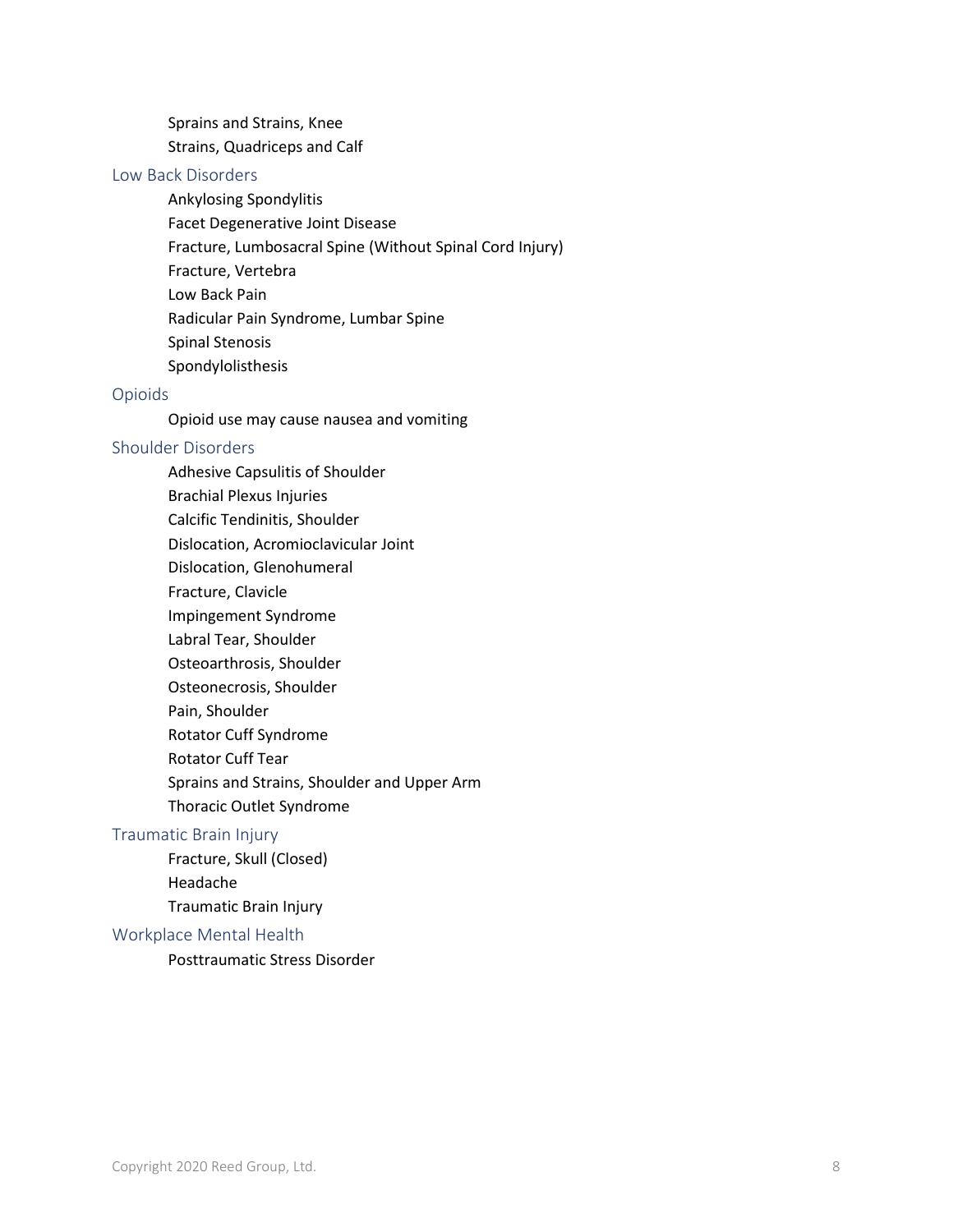- Sprains and Strains, Knee
- Strains, Quadriceps and Calf

## Low Back Disorders

- Ankylosing Spondylitis
- Facet Degenerative Joint Disease
- Fracture, Lumbosacral Spine (Without Spinal Cord Injury)
- Fracture, Vertebra
- Low Back Pain
- Radicular Pain Syndrome, Lumbar Spine
- Spinal Stenosis
- Spondylolisthesis

## Opioids

- Opioid use may cause nausea and vomiting

## Shoulder Disorders

- Adhesive Capsulitis of Shoulder
- Brachial Plexus Injuries
- Calcific Tendinitis, Shoulder
- Dislocation, Acromioclavicular Joint
- Dislocation, Glenohumeral
- Fracture, Clavicle
- Impingement Syndrome
- Labral Tear, Shoulder
- Osteoarthrosis, Shoulder
- Osteonecrosis, Shoulder
- Pain, Shoulder
- Rotator Cuff Syndrome
- Rotator Cuff Tear
- Sprains and Strains, Shoulder and Upper Arm
- Thoracic Outlet Syndrome

## Traumatic Brain Injury

- Fracture, Skull (Closed)
- Headache
- Traumatic Brain Injury

## Workplace Mental Health

- Posttraumatic Stress Disorder

Copyright 2020 Reed Group, Ltd.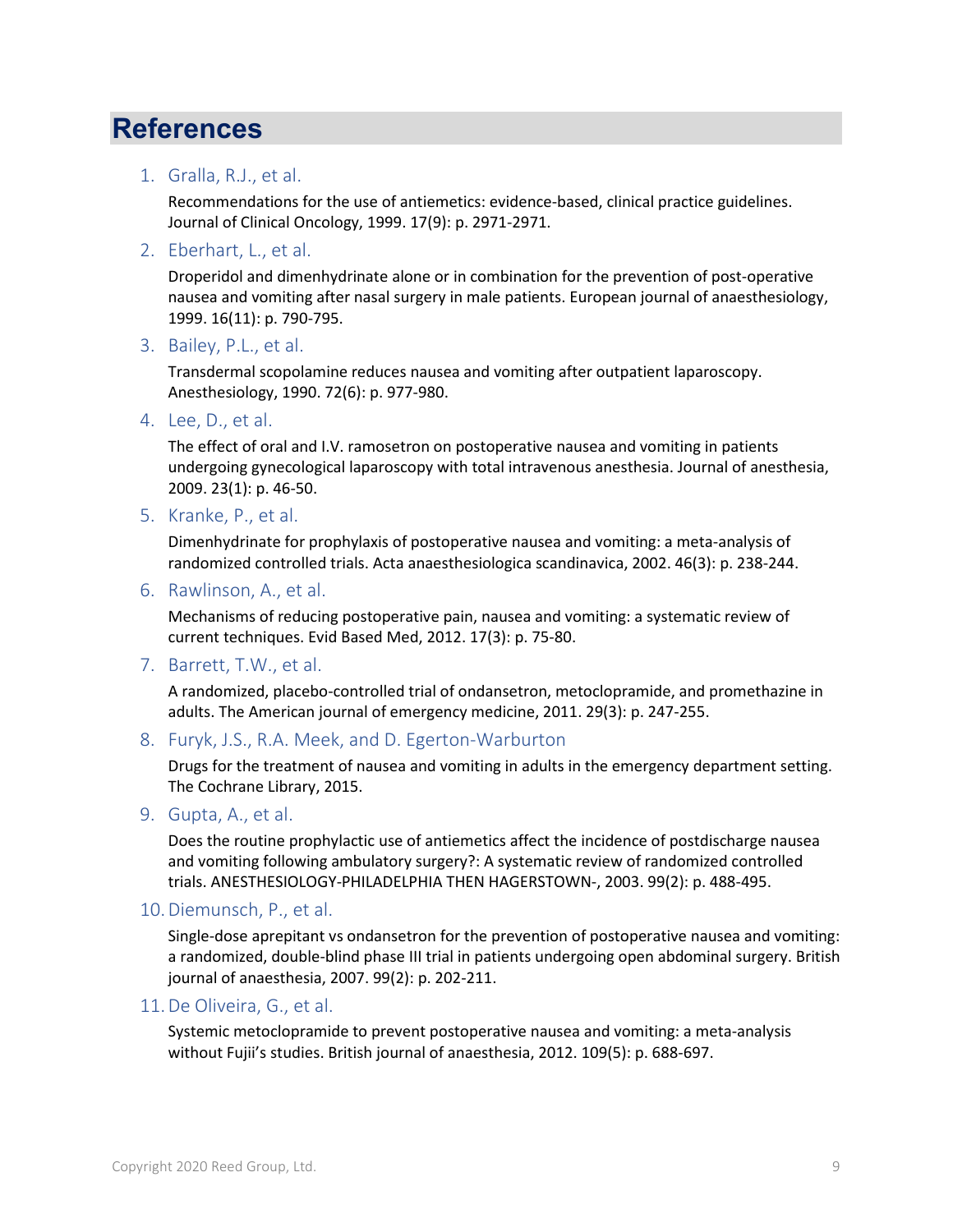# References

1. Gralla, R.J., et al.

   Recommendations for the use of antiemetics: evidence-based, clinical practice guidelines. Journal of Clinical Oncology, 1999. 17(9): p. 2971-2971.

2. Eberhart, L., et al.

   Droperidol and dimenhydrinate alone or in combination for the prevention of post-operative nausea and vomiting after nasal surgery in male patients. European journal of anaesthesiology, 1999. 16(11): p. 790-795.

3. Bailey, P.L., et al.

   Transdermal scopolamine reduces nausea and vomiting after outpatient laparoscopy. Anesthesiology, 1990. 72(6): p. 977-980.

4. Lee, D., et al.

   The effect of oral and I.V. ramosetron on postoperative nausea and vomiting in patients undergoing gynecological laparoscopy with total intravenous anesthesia. Journal of anesthesia, 2009. 23(1): p. 46-50.

5. Kranke, P., et al.

   Dimenhydrinate for prophylaxis of postoperative nausea and vomiting: a meta-analysis of randomized controlled trials. Acta anaesthesiologica scandinavica, 2002. 46(3): p. 238-244.

6. Rawlinson, A., et al.

   Mechanisms of reducing postoperative pain, nausea and vomiting: a systematic review of current techniques. Evid Based Med, 2012. 17(3): p. 75-80.

7. Barrett, T.W., et al.

   A randomized, placebo-controlled trial of ondansetron, metoclopramide, and promethazine in adults. The American journal of emergency medicine, 2011. 29(3): p. 247-255.

8. Furyk, J.S., R.A. Meek, and D. Egerton-Warburton

   Drugs for the treatment of nausea and vomiting in adults in the emergency department setting. The Cochrane Library, 2015.

9. Gupta, A., et al.

   Does the routine prophylactic use of antiemetics affect the incidence of postdischarge nausea and vomiting following ambulatory surgery?: A systematic review of randomized controlled trials. ANESTHESIOLOGY-PHILADELPHIA THEN HAGERSTOWN-, 2003. 99(2): p. 488-495.

10. Diemunsch, P., et al.

    Single-dose aprepitant vs ondansetron for the prevention of postoperative nausea and vomiting: a randomized, double-blind phase III trial in patients undergoing open abdominal surgery. British journal of anaesthesia, 2007. 99(2): p. 202-211.

11. De Oliveira, G., et al.

    Systemic metoclopramide to prevent postoperative nausea and vomiting: a meta-analysis without Fujii's studies. British journal of anaesthesia, 2012. 109(5): p. 688-697.

Copyright 2020 Reed Group, Ltd.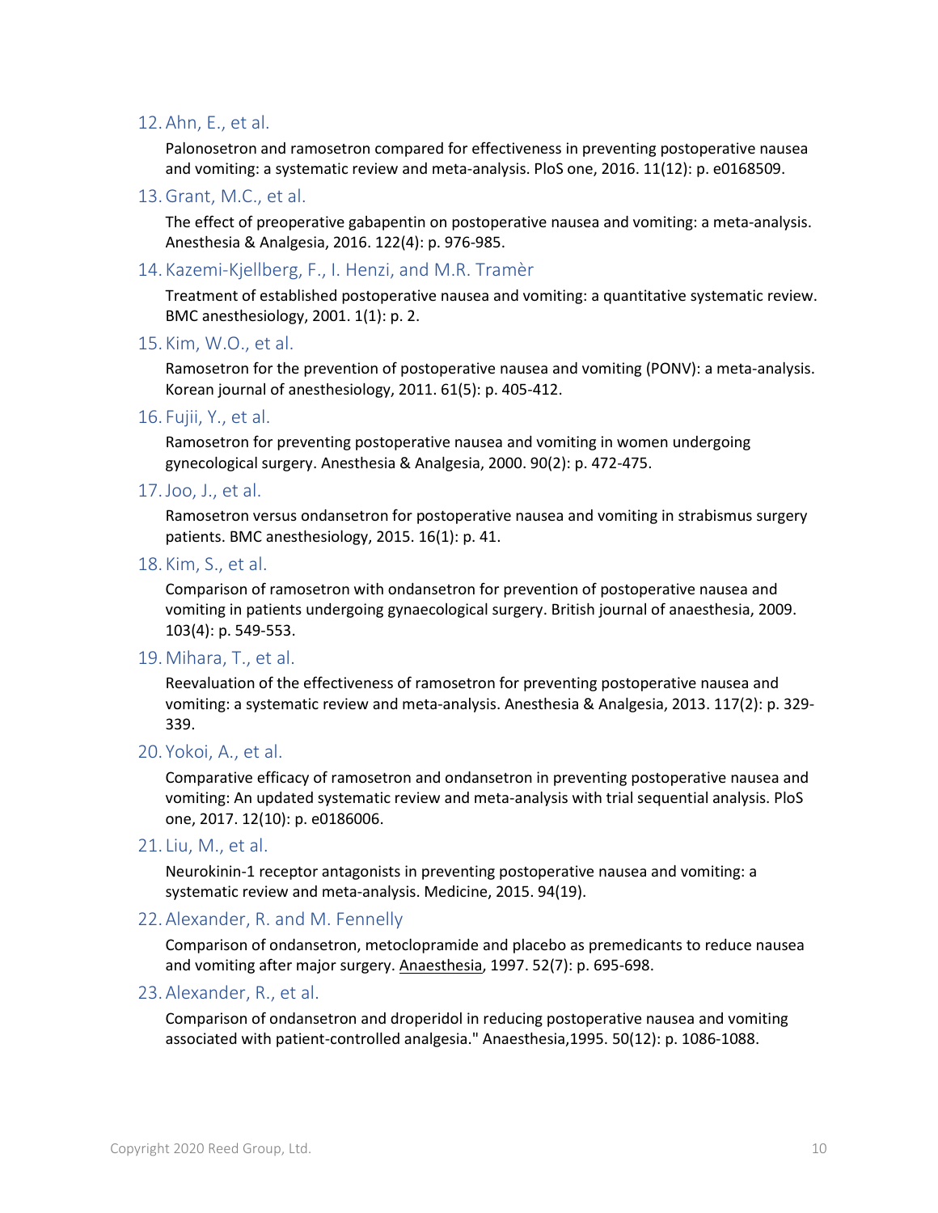12. Ahn, E., et al.

    Palonosetron and ramosetron compared for effectiveness in preventing postoperative nausea and vomiting: a systematic review and meta-analysis. PloS one, 2016. 11(12): p. e0168509.

13. Grant, M.C., et al.

    The effect of preoperative gabapentin on postoperative nausea and vomiting: a meta-analysis. Anesthesia & Analgesia, 2016. 122(4): p. 976-985.

14. Kazemi-Kjellberg, F., I. Henzi, and M.R. Tramèr

    Treatment of established postoperative nausea and vomiting: a quantitative systematic review. BMC anesthesiology, 2001. 1(1): p. 2.

15. Kim, W.O., et al.

    Ramosetron for the prevention of postoperative nausea and vomiting (PONV): a meta-analysis. Korean journal of anesthesiology, 2011. 61(5): p. 405-412.

16. Fujii, Y., et al.

    Ramosetron for preventing postoperative nausea and vomiting in women undergoing gynecological surgery. Anesthesia & Analgesia, 2000. 90(2): p. 472-475.

17. Joo, J., et al.

    Ramosetron versus ondansetron for postoperative nausea and vomiting in strabismus surgery patients. BMC anesthesiology, 2015. 16(1): p. 41.

18. Kim, S., et al.

    Comparison of ramosetron with ondansetron for prevention of postoperative nausea and vomiting in patients undergoing gynaecological surgery. British journal of anaesthesia, 2009. 103(4): p. 549-553.

19. Mihara, T., et al.

    Reevaluation of the effectiveness of ramosetron for preventing postoperative nausea and vomiting: a systematic review and meta-analysis. Anesthesia & Analgesia, 2013. 117(2): p. 329-339.

20. Yokoi, A., et al.

    Comparative efficacy of ramosetron and ondansetron in preventing postoperative nausea and vomiting: An updated systematic review and meta-analysis with trial sequential analysis. PloS one, 2017. 12(10): p. e0186006.

21. Liu, M., et al.

    Neurokinin-1 receptor antagonists in preventing postoperative nausea and vomiting: a systematic review and meta-analysis. Medicine, 2015. 94(19).

22. Alexander, R. and M. Fennelly

    Comparison of ondansetron, metoclopramide and placebo as premedicants to reduce nausea and vomiting after major surgery. Anaesthesia, 1997. 52(7): p. 695-698.

23. Alexander, R., et al.

    Comparison of ondansetron and droperidol in reducing postoperative nausea and vomiting associated with patient-controlled analgesia." Anaesthesia,1995. 50(12): p. 1086-1088.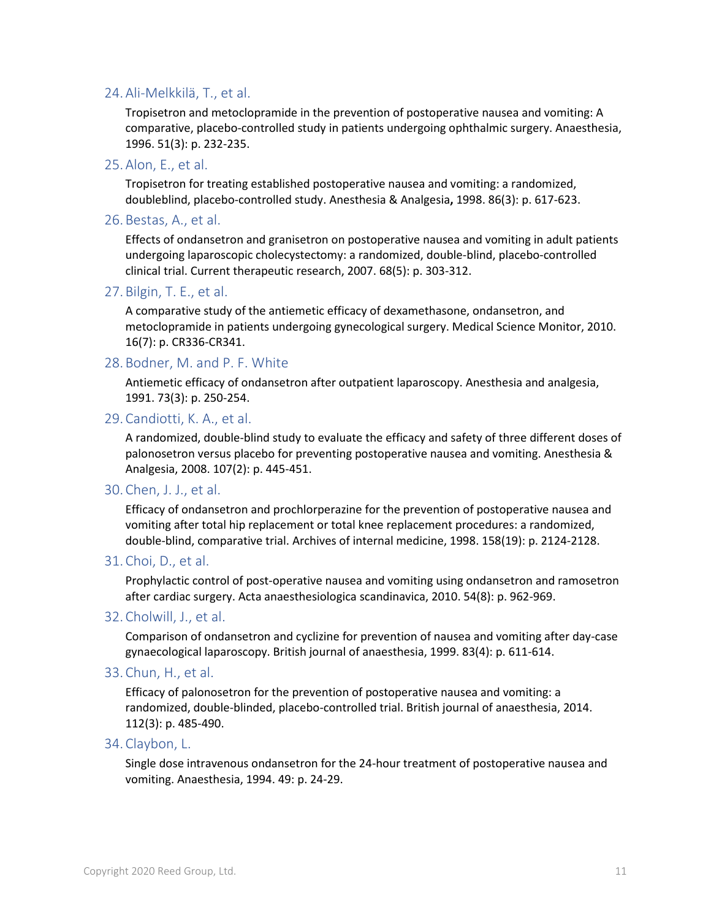24. Ali-Melkkilä, T., et al.

    Tropisetron and metoclopramide in the prevention of postoperative nausea and vomiting: A comparative, placebo-controlled study in patients undergoing ophthalmic surgery. Anaesthesia, 1996. 51(3): p. 232-235.

25. Alon, E., et al.

    Tropisetron for treating established postoperative nausea and vomiting: a randomized, doubleblind, placebo-controlled study. Anesthesia & Analgesia**,** 1998. 86(3): p. 617-623.

26. Bestas, A., et al.

    Effects of ondansetron and granisetron on postoperative nausea and vomiting in adult patients undergoing laparoscopic cholecystectomy: a randomized, double-blind, placebo-controlled clinical trial. Current therapeutic research, 2007. 68(5): p. 303-312.

27. Bilgin, T. E., et al.

    A comparative study of the antiemetic efficacy of dexamethasone, ondansetron, and metoclopramide in patients undergoing gynecological surgery. Medical Science Monitor, 2010. 16(7): p. CR336-CR341.

28. Bodner, M. and P. F. White

    Antiemetic efficacy of ondansetron after outpatient laparoscopy. Anesthesia and analgesia, 1991. 73(3): p. 250-254.

29. Candiotti, K. A., et al.

    A randomized, double-blind study to evaluate the efficacy and safety of three different doses of palonosetron versus placebo for preventing postoperative nausea and vomiting. Anesthesia & Analgesia, 2008. 107(2): p. 445-451.

30. Chen, J. J., et al.

    Efficacy of ondansetron and prochlorperazine for the prevention of postoperative nausea and vomiting after total hip replacement or total knee replacement procedures: a randomized, double-blind, comparative trial. Archives of internal medicine, 1998. 158(19): p. 2124-2128.

31. Choi, D., et al.

    Prophylactic control of post-operative nausea and vomiting using ondansetron and ramosetron after cardiac surgery. Acta anaesthesiologica scandinavica, 2010. 54(8): p. 962-969.

32. Cholwill, J., et al.

    Comparison of ondansetron and cyclizine for prevention of nausea and vomiting after day-case gynaecological laparoscopy. British journal of anaesthesia, 1999. 83(4): p. 611-614.

33. Chun, H., et al.

    Efficacy of palonosetron for the prevention of postoperative nausea and vomiting: a randomized, double-blinded, placebo-controlled trial. British journal of anaesthesia, 2014. 112(3): p. 485-490.

34. Claybon, L.

    Single dose intravenous ondansetron for the 24-hour treatment of postoperative nausea and vomiting. Anaesthesia, 1994. 49: p. 24-29.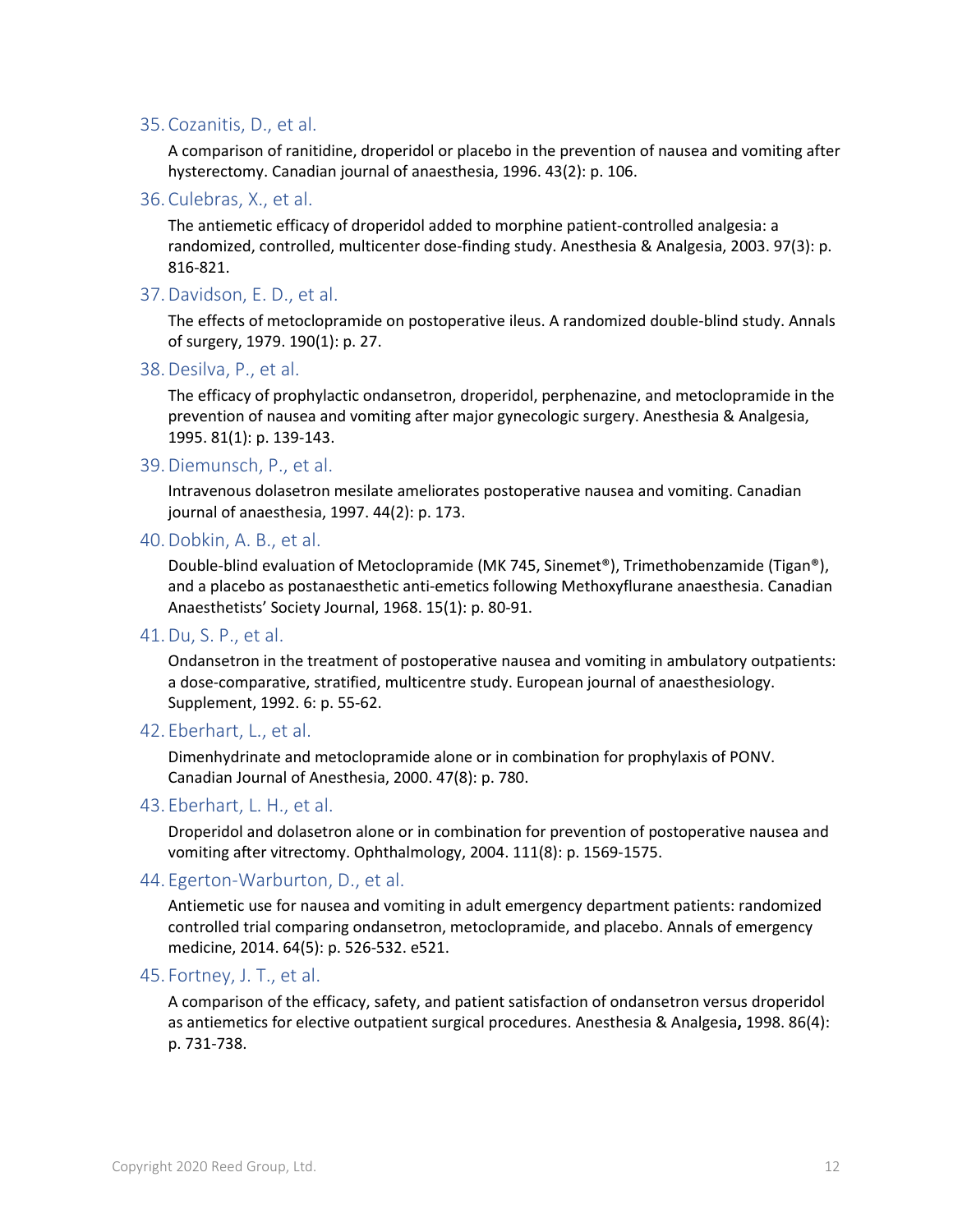35. Cozanitis, D., et al.

    A comparison of ranitidine, droperidol or placebo in the prevention of nausea and vomiting after hysterectomy. Canadian journal of anaesthesia, 1996. 43(2): p. 106.

36. Culebras, X., et al.

    The antiemetic efficacy of droperidol added to morphine patient-controlled analgesia: a randomized, controlled, multicenter dose-finding study. Anesthesia & Analgesia, 2003. 97(3): p. 816-821.

37. Davidson, E. D., et al.

    The effects of metoclopramide on postoperative ileus. A randomized double-blind study. Annals of surgery, 1979. 190(1): p. 27.

38. Desilva, P., et al.

    The efficacy of prophylactic ondansetron, droperidol, perphenazine, and metoclopramide in the prevention of nausea and vomiting after major gynecologic surgery. Anesthesia & Analgesia, 1995. 81(1): p. 139-143.

39. Diemunsch, P., et al.

    Intravenous dolasetron mesilate ameliorates postoperative nausea and vomiting. Canadian journal of anaesthesia, 1997. 44(2): p. 173.

40. Dobkin, A. B., et al.

    Double-blind evaluation of Metoclopramide (MK 745, Sinemet®), Trimethobenzamide (Tigan®), and a placebo as postanaesthetic anti-emetics following Methoxyflurane anaesthesia. Canadian Anaesthetists' Society Journal, 1968. 15(1): p. 80-91.

41. Du, S. P., et al.

    Ondansetron in the treatment of postoperative nausea and vomiting in ambulatory outpatients: a dose-comparative, stratified, multicentre study. European journal of anaesthesiology. Supplement, 1992. 6: p. 55-62.

42. Eberhart, L., et al.

    Dimenhydrinate and metoclopramide alone or in combination for prophylaxis of PONV. Canadian Journal of Anesthesia, 2000. 47(8): p. 780.

43. Eberhart, L. H., et al.

    Droperidol and dolasetron alone or in combination for prevention of postoperative nausea and vomiting after vitrectomy. Ophthalmology, 2004. 111(8): p. 1569-1575.

44. Egerton-Warburton, D., et al.

    Antiemetic use for nausea and vomiting in adult emergency department patients: randomized controlled trial comparing ondansetron, metoclopramide, and placebo. Annals of emergency medicine, 2014. 64(5): p. 526-532. e521.

45. Fortney, J. T., et al.

    A comparison of the efficacy, safety, and patient satisfaction of ondansetron versus droperidol as antiemetics for elective outpatient surgical procedures. Anesthesia & Analgesia**,** 1998. 86(4): p. 731-738.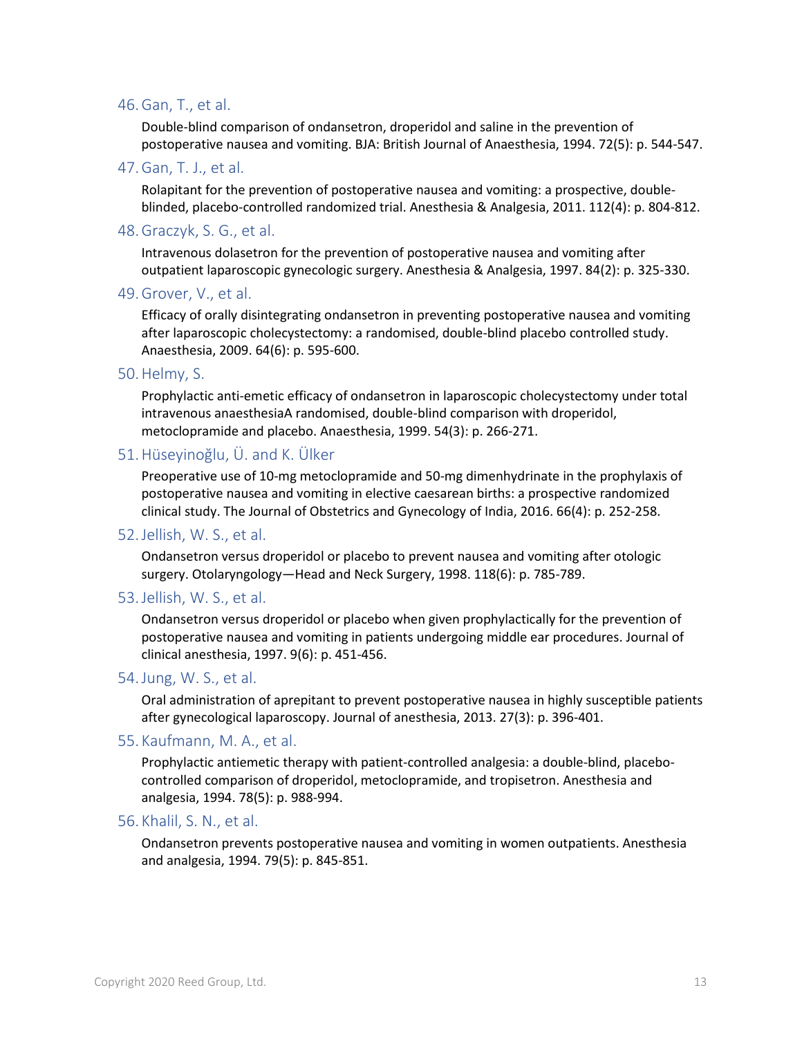46. Gan, T., et al.

    Double-blind comparison of ondansetron, droperidol and saline in the prevention of postoperative nausea and vomiting. BJA: British Journal of Anaesthesia, 1994. 72(5): p. 544-547.

47. Gan, T. J., et al.

    Rolapitant for the prevention of postoperative nausea and vomiting: a prospective, double-blinded, placebo-controlled randomized trial. Anesthesia & Analgesia, 2011. 112(4): p. 804-812.

48. Graczyk, S. G., et al.

    Intravenous dolasetron for the prevention of postoperative nausea and vomiting after outpatient laparoscopic gynecologic surgery. Anesthesia & Analgesia, 1997. 84(2): p. 325-330.

49. Grover, V., et al.

    Efficacy of orally disintegrating ondansetron in preventing postoperative nausea and vomiting after laparoscopic cholecystectomy: a randomised, double-blind placebo controlled study. Anaesthesia, 2009. 64(6): p. 595-600.

50. Helmy, S.

    Prophylactic anti-emetic efficacy of ondansetron in laparoscopic cholecystectomy under total intravenous anaesthesiaA randomised, double-blind comparison with droperidol, metoclopramide and placebo. Anaesthesia, 1999. 54(3): p. 266-271.

51. Hüseyinoğlu, Ü. and K. Ülker

    Preoperative use of 10-mg metoclopramide and 50-mg dimenhydrinate in the prophylaxis of postoperative nausea and vomiting in elective caesarean births: a prospective randomized clinical study. The Journal of Obstetrics and Gynecology of India, 2016. 66(4): p. 252-258.

52. Jellish, W. S., et al.

    Ondansetron versus droperidol or placebo to prevent nausea and vomiting after otologic surgery. Otolaryngology—Head and Neck Surgery, 1998. 118(6): p. 785-789.

53. Jellish, W. S., et al.

    Ondansetron versus droperidol or placebo when given prophylactically for the prevention of postoperative nausea and vomiting in patients undergoing middle ear procedures. Journal of clinical anesthesia, 1997. 9(6): p. 451-456.

54. Jung, W. S., et al.

    Oral administration of aprepitant to prevent postoperative nausea in highly susceptible patients after gynecological laparoscopy. Journal of anesthesia, 2013. 27(3): p. 396-401.

55. Kaufmann, M. A., et al.

    Prophylactic antiemetic therapy with patient-controlled analgesia: a double-blind, placebo-controlled comparison of droperidol, metoclopramide, and tropisetron. Anesthesia and analgesia, 1994. 78(5): p. 988-994.

56. Khalil, S. N., et al.

    Ondansetron prevents postoperative nausea and vomiting in women outpatients. Anesthesia and analgesia, 1994. 79(5): p. 845-851.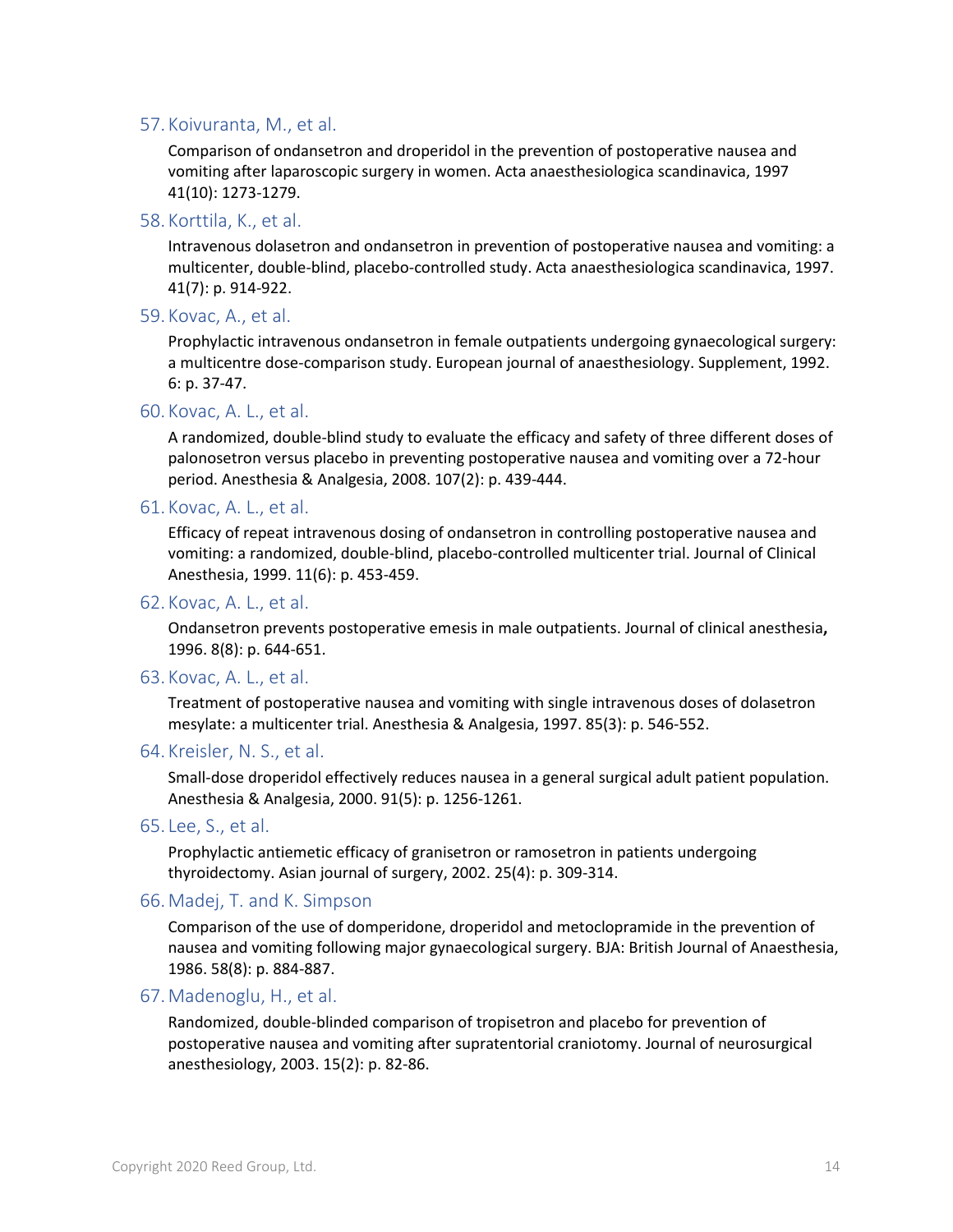57. Koivuranta, M., et al.

    Comparison of ondansetron and droperidol in the prevention of postoperative nausea and vomiting after laparoscopic surgery in women. Acta anaesthesiologica scandinavica, 1997 41(10): 1273-1279.

58. Korttila, K., et al.

    Intravenous dolasetron and ondansetron in prevention of postoperative nausea and vomiting: a multicenter, double-blind, placebo-controlled study. Acta anaesthesiologica scandinavica, 1997. 41(7): p. 914-922.

59. Kovac, A., et al.

    Prophylactic intravenous ondansetron in female outpatients undergoing gynaecological surgery: a multicentre dose-comparison study. European journal of anaesthesiology. Supplement, 1992. 6: p. 37-47.

60. Kovac, A. L., et al.

    A randomized, double-blind study to evaluate the efficacy and safety of three different doses of palonosetron versus placebo in preventing postoperative nausea and vomiting over a 72-hour period. Anesthesia & Analgesia, 2008. 107(2): p. 439-444.

61. Kovac, A. L., et al.

    Efficacy of repeat intravenous dosing of ondansetron in controlling postoperative nausea and vomiting: a randomized, double-blind, placebo-controlled multicenter trial. Journal of Clinical Anesthesia, 1999. 11(6): p. 453-459.

62. Kovac, A. L., et al.

    Ondansetron prevents postoperative emesis in male outpatients. Journal of clinical anesthesia**,** 1996. 8(8): p. 644-651.

63. Kovac, A. L., et al.

    Treatment of postoperative nausea and vomiting with single intravenous doses of dolasetron mesylate: a multicenter trial. Anesthesia & Analgesia, 1997. 85(3): p. 546-552.

64. Kreisler, N. S., et al.

    Small-dose droperidol effectively reduces nausea in a general surgical adult patient population. Anesthesia & Analgesia, 2000. 91(5): p. 1256-1261.

65. Lee, S., et al.

    Prophylactic antiemetic efficacy of granisetron or ramosetron in patients undergoing thyroidectomy. Asian journal of surgery, 2002. 25(4): p. 309-314.

66. Madej, T. and K. Simpson

    Comparison of the use of domperidone, droperidol and metoclopramide in the prevention of nausea and vomiting following major gynaecological surgery. BJA: British Journal of Anaesthesia, 1986. 58(8): p. 884-887.

67. Madenoglu, H., et al.

    Randomized, double-blinded comparison of tropisetron and placebo for prevention of postoperative nausea and vomiting after supratentorial craniotomy. Journal of neurosurgical anesthesiology, 2003. 15(2): p. 82-86.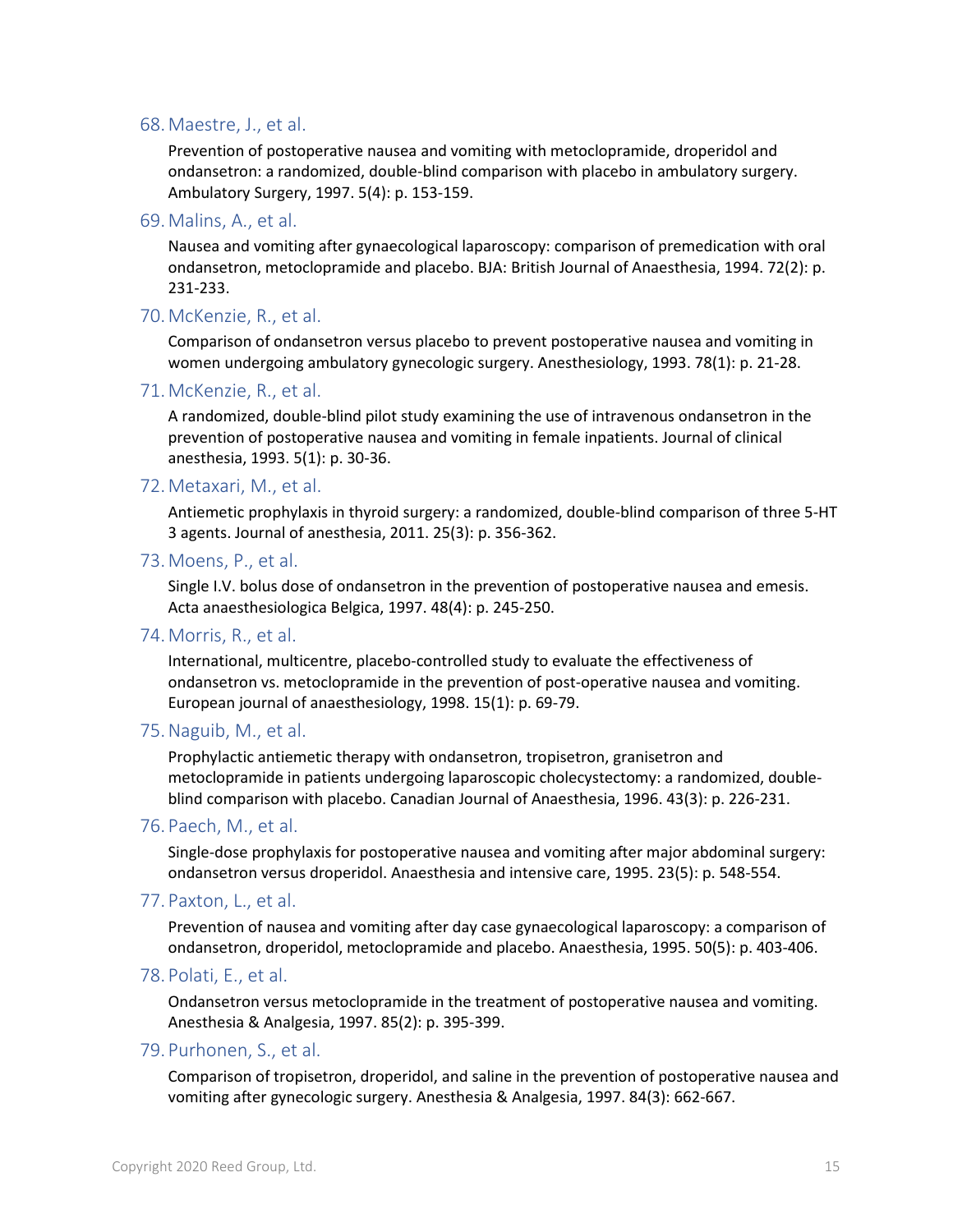68. Maestre, J., et al.

    Prevention of postoperative nausea and vomiting with metoclopramide, droperidol and ondansetron: a randomized, double-blind comparison with placebo in ambulatory surgery. Ambulatory Surgery, 1997. 5(4): p. 153-159.

69. Malins, A., et al.

    Nausea and vomiting after gynaecological laparoscopy: comparison of premedication with oral ondansetron, metoclopramide and placebo. BJA: British Journal of Anaesthesia, 1994. 72(2): p. 231-233.

70. McKenzie, R., et al.

    Comparison of ondansetron versus placebo to prevent postoperative nausea and vomiting in women undergoing ambulatory gynecologic surgery. Anesthesiology, 1993. 78(1): p. 21-28.

71. McKenzie, R., et al.

    A randomized, double-blind pilot study examining the use of intravenous ondansetron in the prevention of postoperative nausea and vomiting in female inpatients. Journal of clinical anesthesia, 1993. 5(1): p. 30-36.

72. Metaxari, M., et al.

    Antiemetic prophylaxis in thyroid surgery: a randomized, double-blind comparison of three 5-HT 3 agents. Journal of anesthesia, 2011. 25(3): p. 356-362.

73. Moens, P., et al.

    Single I.V. bolus dose of ondansetron in the prevention of postoperative nausea and emesis. Acta anaesthesiologica Belgica, 1997. 48(4): p. 245-250.

74. Morris, R., et al.

    International, multicentre, placebo-controlled study to evaluate the effectiveness of ondansetron vs. metoclopramide in the prevention of post-operative nausea and vomiting. European journal of anaesthesiology, 1998. 15(1): p. 69-79.

75. Naguib, M., et al.

    Prophylactic antiemetic therapy with ondansetron, tropisetron, granisetron and metoclopramide in patients undergoing laparoscopic cholecystectomy: a randomized, double-blind comparison with placebo. Canadian Journal of Anaesthesia, 1996. 43(3): p. 226-231.

76. Paech, M., et al.

    Single-dose prophylaxis for postoperative nausea and vomiting after major abdominal surgery: ondansetron versus droperidol. Anaesthesia and intensive care, 1995. 23(5): p. 548-554.

77. Paxton, L., et al.

    Prevention of nausea and vomiting after day case gynaecological laparoscopy: a comparison of ondansetron, droperidol, metoclopramide and placebo. Anaesthesia, 1995. 50(5): p. 403-406.

78. Polati, E., et al.

    Ondansetron versus metoclopramide in the treatment of postoperative nausea and vomiting. Anesthesia & Analgesia, 1997. 85(2): p. 395-399.

79. Purhonen, S., et al.

    Comparison of tropisetron, droperidol, and saline in the prevention of postoperative nausea and vomiting after gynecologic surgery. Anesthesia & Analgesia, 1997. 84(3): 662-667.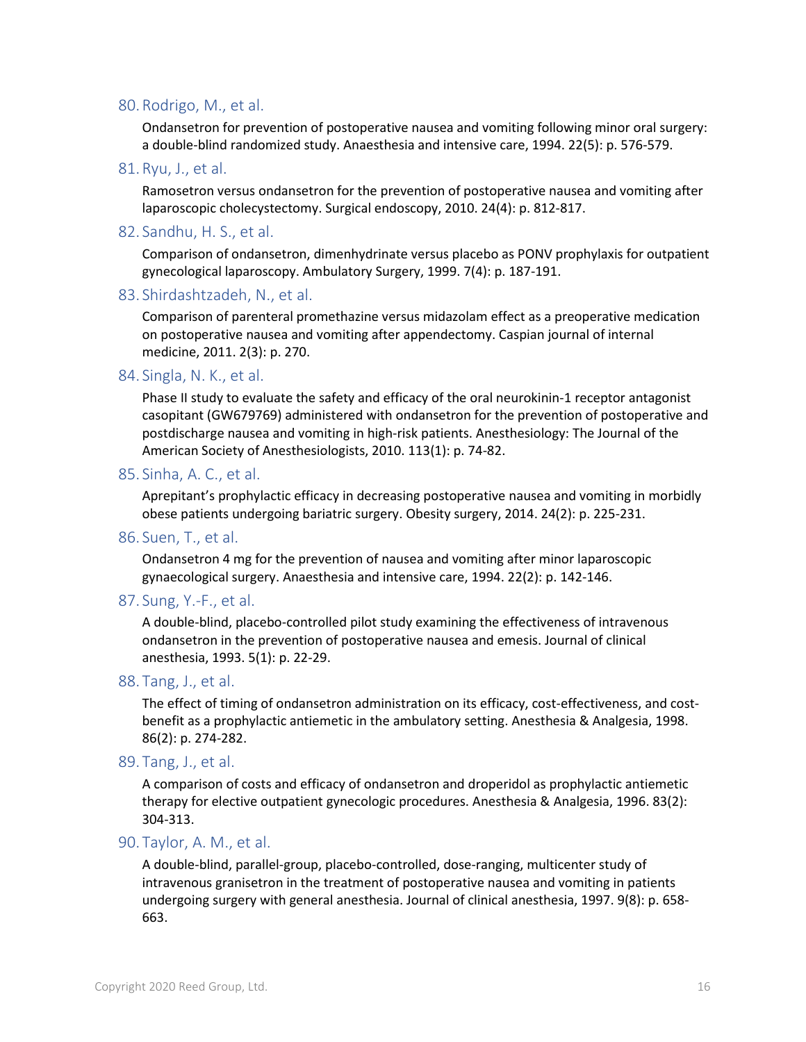80. Rodrigo, M., et al.

    Ondansetron for prevention of postoperative nausea and vomiting following minor oral surgery: a double-blind randomized study. Anaesthesia and intensive care, 1994. 22(5): p. 576-579.

81. Ryu, J., et al.

    Ramosetron versus ondansetron for the prevention of postoperative nausea and vomiting after laparoscopic cholecystectomy. Surgical endoscopy, 2010. 24(4): p. 812-817.

82. Sandhu, H. S., et al.

    Comparison of ondansetron, dimenhydrinate versus placebo as PONV prophylaxis for outpatient gynecological laparoscopy. Ambulatory Surgery, 1999. 7(4): p. 187-191.

83. Shirdashtzadeh, N., et al.

    Comparison of parenteral promethazine versus midazolam effect as a preoperative medication on postoperative nausea and vomiting after appendectomy. Caspian journal of internal medicine, 2011. 2(3): p. 270.

84. Singla, N. K., et al.

    Phase II study to evaluate the safety and efficacy of the oral neurokinin-1 receptor antagonist casopitant (GW679769) administered with ondansetron for the prevention of postoperative and postdischarge nausea and vomiting in high-risk patients. Anesthesiology: The Journal of the American Society of Anesthesiologists, 2010. 113(1): p. 74-82.

85. Sinha, A. C., et al.

    Aprepitant's prophylactic efficacy in decreasing postoperative nausea and vomiting in morbidly obese patients undergoing bariatric surgery. Obesity surgery, 2014. 24(2): p. 225-231.

86. Suen, T., et al.

    Ondansetron 4 mg for the prevention of nausea and vomiting after minor laparoscopic gynaecological surgery. Anaesthesia and intensive care, 1994. 22(2): p. 142-146.

87. Sung, Y.-F., et al.

    A double-blind, placebo-controlled pilot study examining the effectiveness of intravenous ondansetron in the prevention of postoperative nausea and emesis. Journal of clinical anesthesia, 1993. 5(1): p. 22-29.

88. Tang, J., et al.

    The effect of timing of ondansetron administration on its efficacy, cost-effectiveness, and cost-benefit as a prophylactic antiemetic in the ambulatory setting. Anesthesia & Analgesia, 1998. 86(2): p. 274-282.

89. Tang, J., et al.

    A comparison of costs and efficacy of ondansetron and droperidol as prophylactic antiemetic therapy for elective outpatient gynecologic procedures. Anesthesia & Analgesia, 1996. 83(2): 304-313.

90. Taylor, A. M., et al.

    A double-blind, parallel-group, placebo-controlled, dose-ranging, multicenter study of intravenous granisetron in the treatment of postoperative nausea and vomiting in patients undergoing surgery with general anesthesia. Journal of clinical anesthesia, 1997. 9(8): p. 658-663.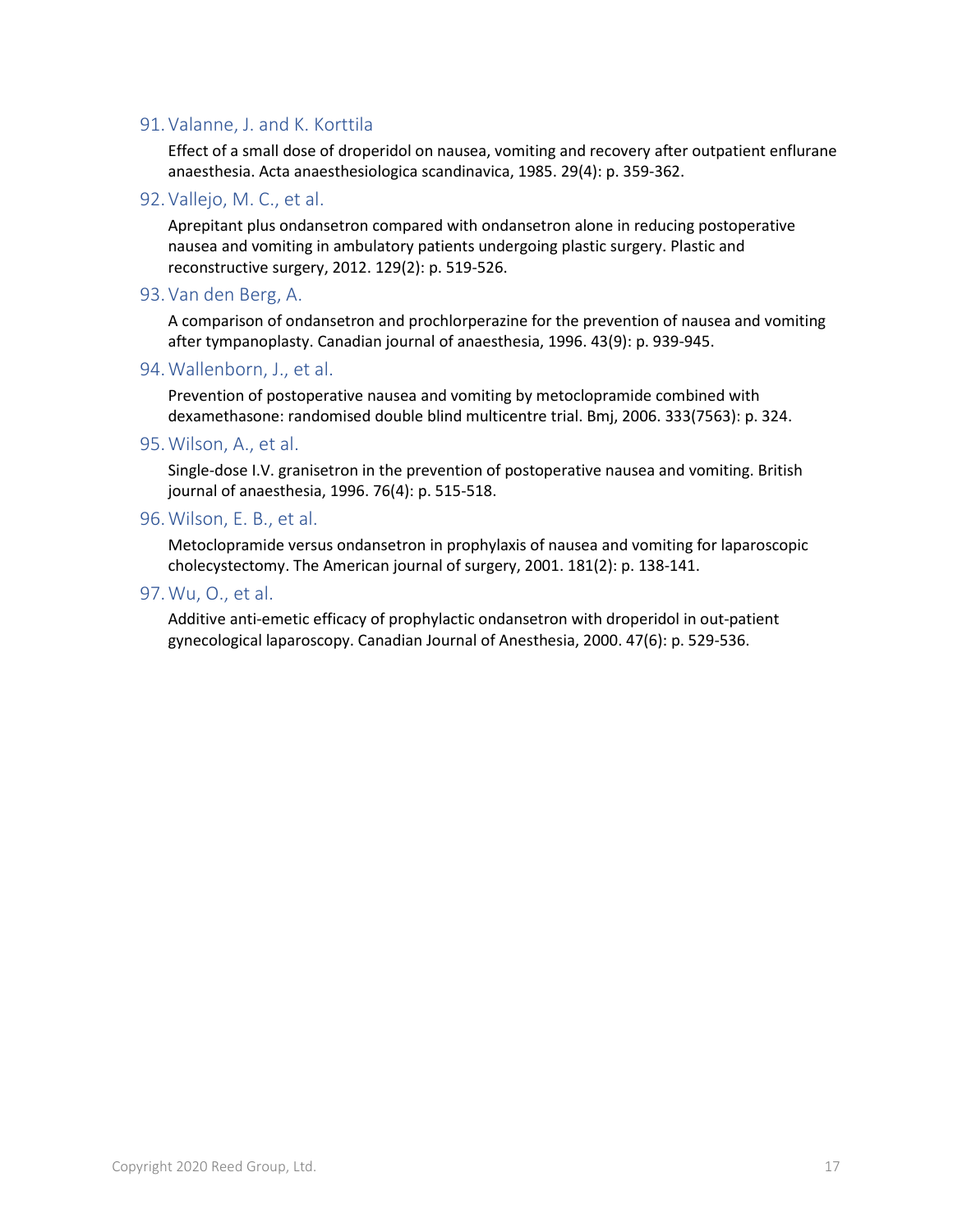91. Valanne, J. and K. Korttila

    Effect of a small dose of droperidol on nausea, vomiting and recovery after outpatient enflurane anaesthesia. Acta anaesthesiologica scandinavica, 1985. 29(4): p. 359-362.

92. Vallejo, M. C., et al.

    Aprepitant plus ondansetron compared with ondansetron alone in reducing postoperative nausea and vomiting in ambulatory patients undergoing plastic surgery. Plastic and reconstructive surgery, 2012. 129(2): p. 519-526.

93. Van den Berg, A.

    A comparison of ondansetron and prochlorperazine for the prevention of nausea and vomiting after tympanoplasty. Canadian journal of anaesthesia, 1996. 43(9): p. 939-945.

94. Wallenborn, J., et al.

    Prevention of postoperative nausea and vomiting by metoclopramide combined with dexamethasone: randomised double blind multicentre trial. Bmj, 2006. 333(7563): p. 324.

95. Wilson, A., et al.

    Single-dose I.V. granisetron in the prevention of postoperative nausea and vomiting. British journal of anaesthesia, 1996. 76(4): p. 515-518.

96. Wilson, E. B., et al.

    Metoclopramide versus ondansetron in prophylaxis of nausea and vomiting for laparoscopic cholecystectomy. The American journal of surgery, 2001. 181(2): p. 138-141.

97. Wu, O., et al.

    Additive anti-emetic efficacy of prophylactic ondansetron with droperidol in out-patient gynecological laparoscopy. Canadian Journal of Anesthesia, 2000. 47(6): p. 529-536.

Copyright 2020 Reed Group, Ltd.